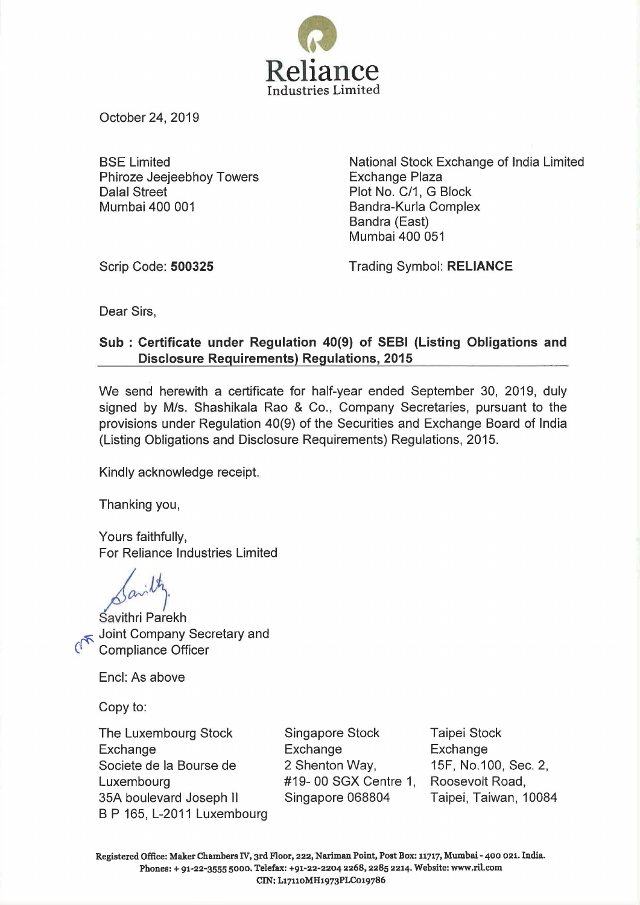# Reliance
Industries Limited

October 24, 2019

BSE Limited
Phiroze Jeejeebhoy Towers
Dalal Street
Mumbai 400 001

National Stock Exchange of India Limited
Exchange Plaza
Plot No. C/1, G Block
Bandra-Kurla Complex
Bandra (East)
Mumbai 400 051

Scrip Code: **500325**

Trading Symbol: **RELIANCE**

Dear Sirs,

**Sub : Certificate under Regulation 40(9) of SEBI (Listing Obligations and Disclosure Requirements) Regulations, 2015**

We send herewith a certificate for half-year ended September 30, 2019, duly signed by M/s. Shashikala Rao & Co., Company Secretaries, pursuant to the provisions under Regulation 40(9) of the Securities and Exchange Board of India (Listing Obligations and Disclosure Requirements) Regulations, 2015.

Kindly acknowledge receipt.

Thanking you,

Yours faithfully,
For Reliance Industries Limited

Savithri Parekh
Joint Company Secretary and
Compliance Officer

Encl: As above

Copy to:

The Luxembourg Stock Exchange
Societe de la Bourse de Luxembourg
35A boulevard Joseph II
B P 165, L-2011 Luxembourg

Singapore Stock Exchange
2 Shenton Way,
#19- 00 SGX Centre 1,
Singapore 068804

Taipei Stock Exchange
15F, No.100, Sec. 2,
Roosevolt Road,
Taipei, Taiwan, 10084

Registered Office: Maker Chambers IV, 3rd Floor, 222, Nariman Point, Post Box: 11717, Mumbai - 400 021. India.
Phones: + 91-22-3555 5000. Telefax: +91-22-2204 2268, 2285 2214. Website: www.ril.com
CIN: L17110MH1973PLC019786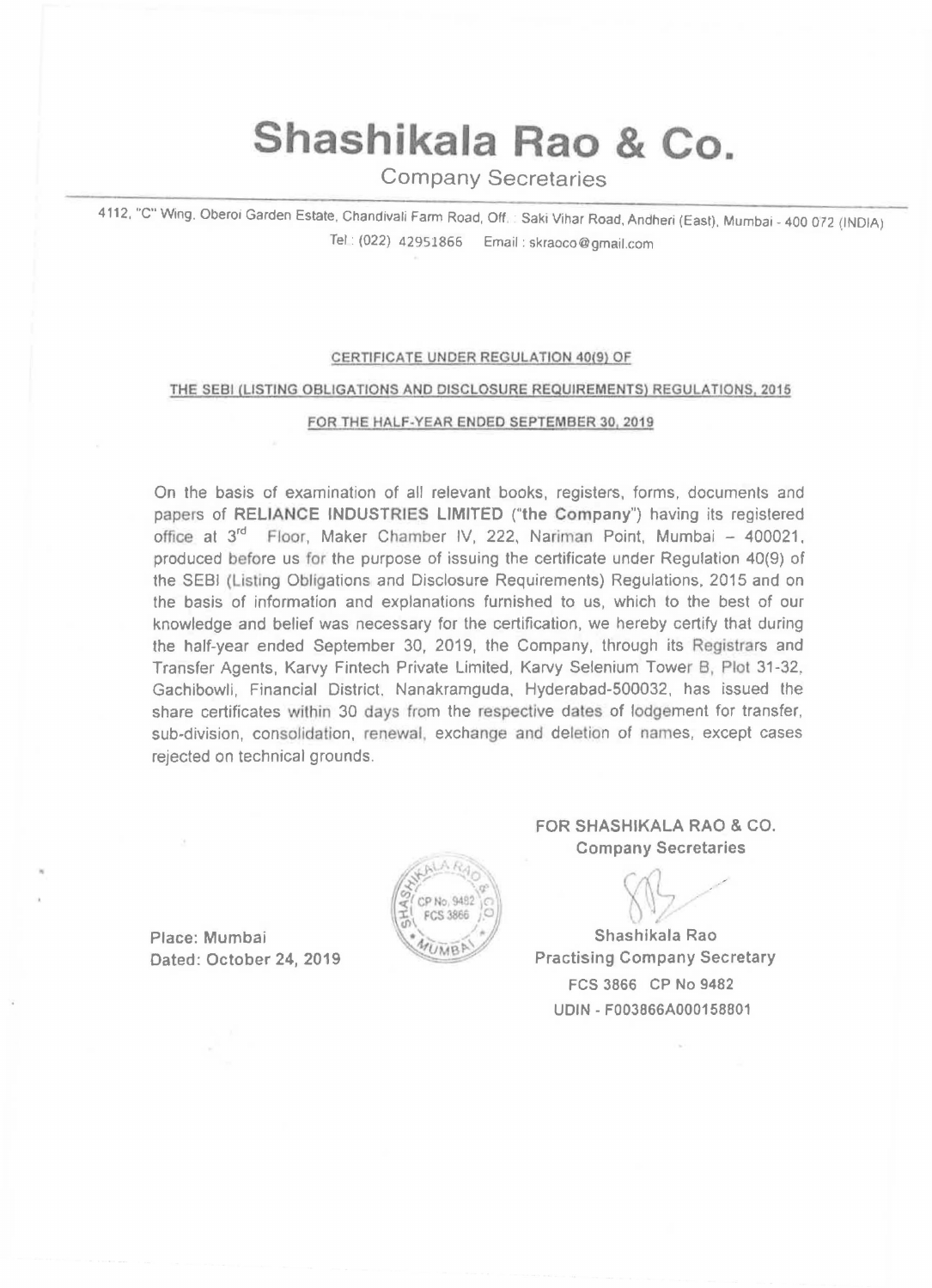# Shashikala Rao & Co.

Company Secretaries

4112, "C" Wing, Oberoi Garden Estate, Chandivali Farm Road, Off. : Saki Vihar Road, Andheri (East), Mumbai - 400 072 (INDIA)
Tel : (022) 42951866 Email : skraoco@gmail.com

CERTIFICATE UNDER REGULATION 40(9) OF

THE SEBI (LISTING OBLIGATIONS AND DISCLOSURE REQUIREMENTS) REGULATIONS, 2015

FOR THE HALF-YEAR ENDED SEPTEMBER 30, 2019

On the basis of examination of all relevant books, registers, forms, documents and papers of **RELIANCE INDUSTRIES LIMITED ("the Company")** having its registered office at 3rd Floor, Maker Chamber IV, 222, Nariman Point, Mumbai – 400021, produced before us for the purpose of issuing the certificate under Regulation 40(9) of the SEBI (Listing Obligations and Disclosure Requirements) Regulations, 2015 and on the basis of information and explanations furnished to us, which to the best of our knowledge and belief was necessary for the certification, we hereby certify that during the half-year ended September 30, 2019, the Company, through its Registrars and Transfer Agents, Karvy Fintech Private Limited, Karvy Selenium Tower B, Plot 31-32, Gachibowli, Financial District, Nanakramguda, Hyderabad-500032, has issued the share certificates within 30 days from the respective dates of lodgement for transfer, sub-division, consolidation, renewal, exchange and deletion of names, except cases rejected on technical grounds.

**FOR SHASHIKALA RAO & CO.**
**Company Secretaries**

Place: Mumbai
Dated: October 24, 2019

Shashikala Rao
Practising Company Secretary
FCS 3866 CP No 9482
UDIN - F003866A000158801